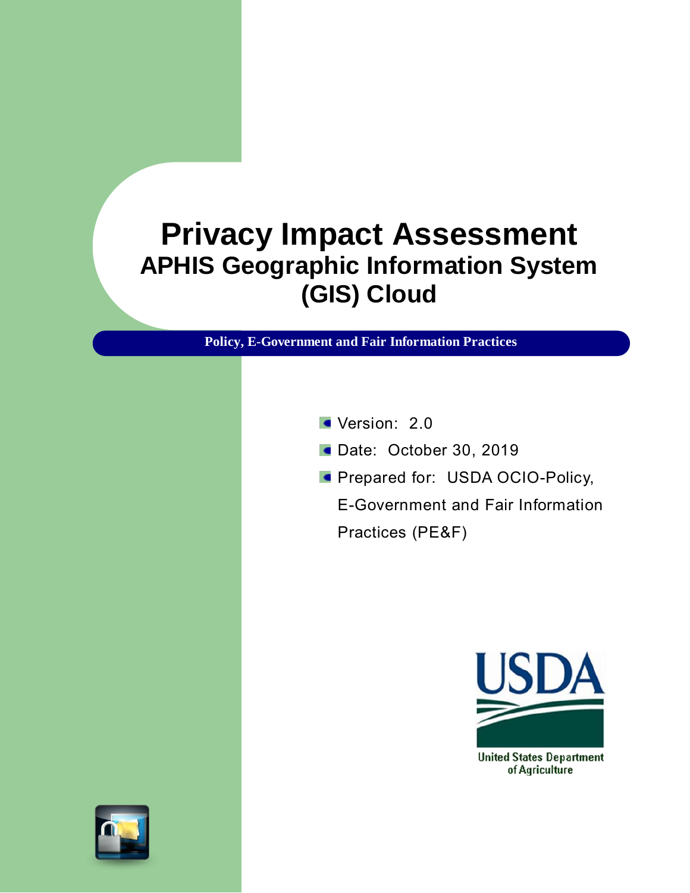# Privacy Impact Assessment
## APHIS Geographic Information System (GIS) Cloud

**Policy, E-Government and Fair Information Practices**

- Version: 2.0
- Date: October 30, 2019
- Prepared for: USDA OCIO-Policy, E-Government and Fair Information Practices (PE&F)

USDA
United States Department of Agriculture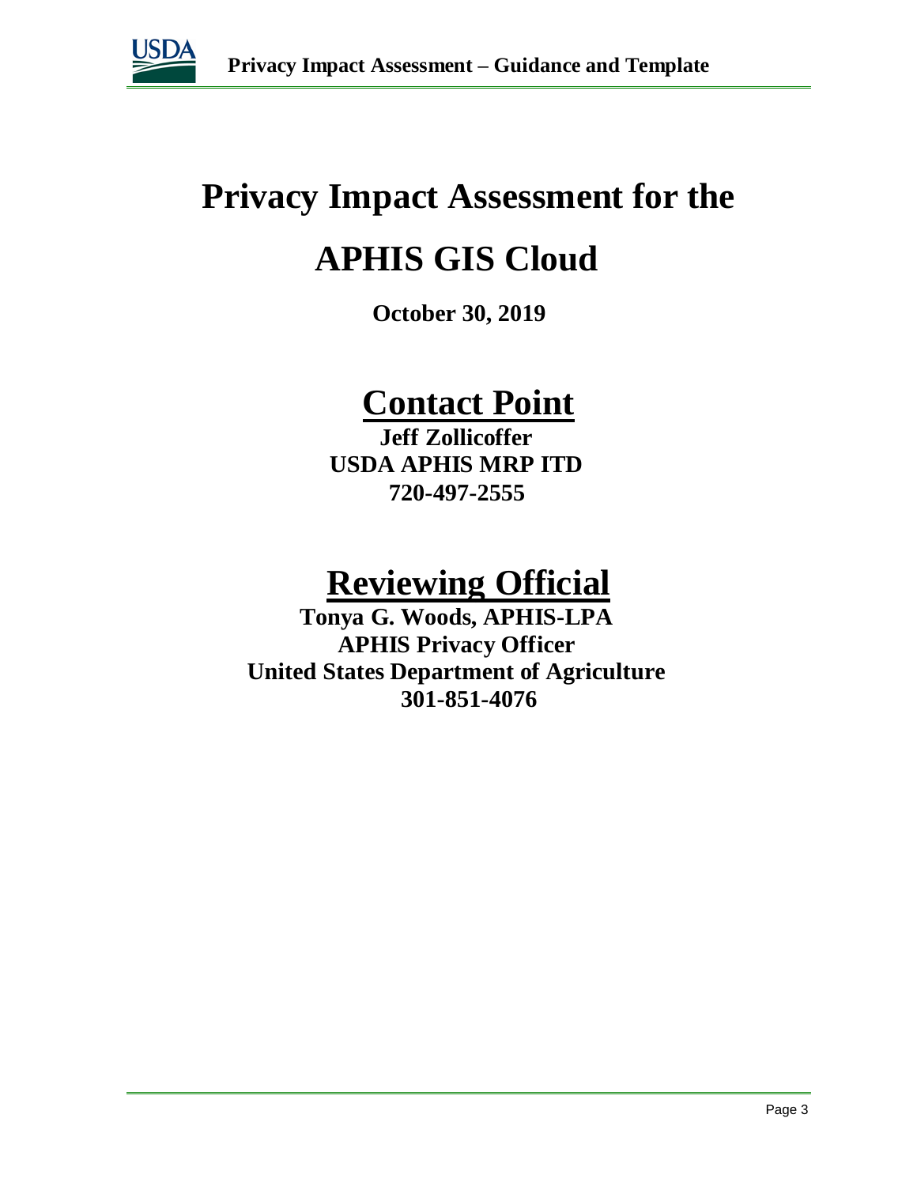# Privacy Impact Assessment for the

# APHIS GIS Cloud

**October 30, 2019**

## Contact Point

**Jeff Zollicoffer**
**USDA APHIS MRP ITD**
**720-497-2555**

## Reviewing Official

**Tonya G. Woods, APHIS-LPA**
**APHIS Privacy Officer**
**United States Department of Agriculture**
**301-851-4076**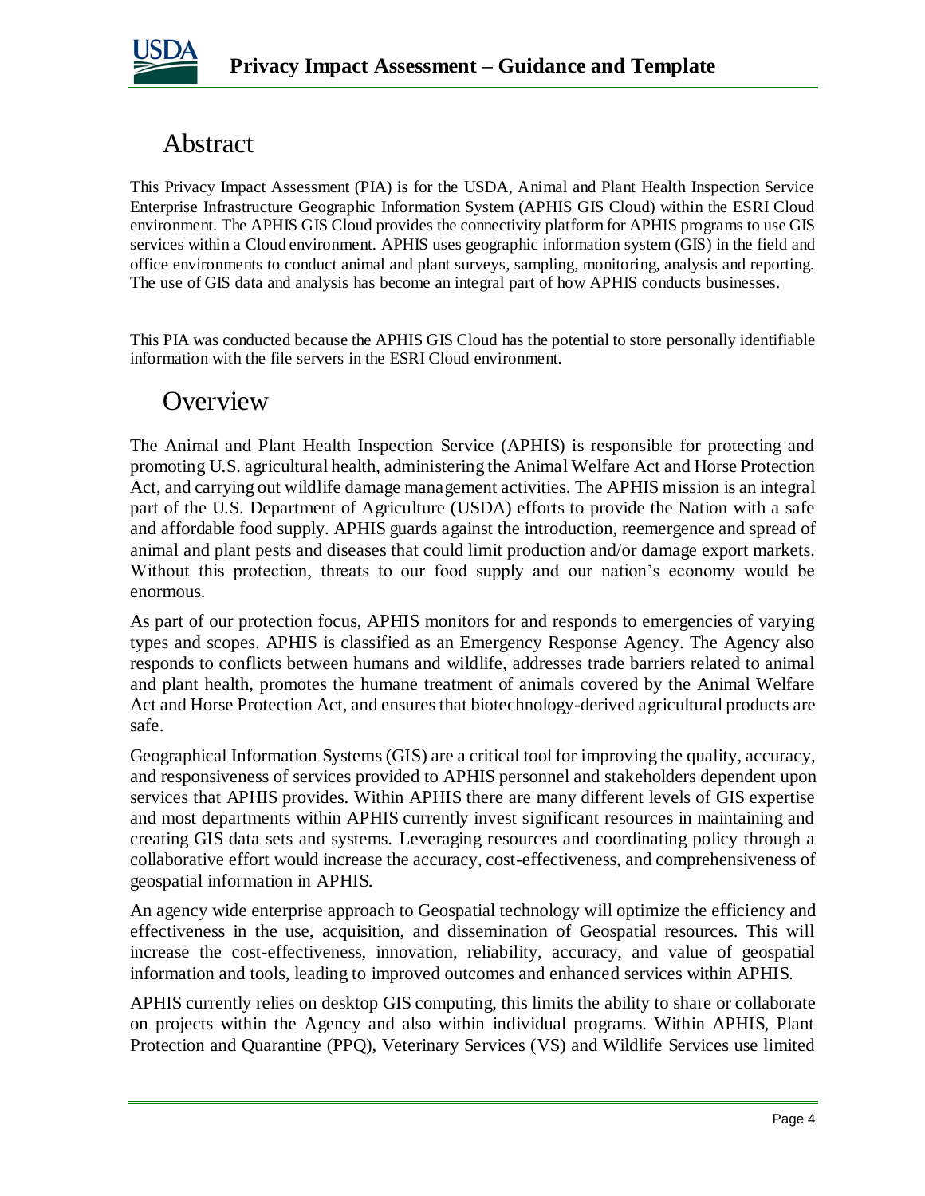# Abstract

This Privacy Impact Assessment (PIA) is for the USDA, Animal and Plant Health Inspection Service Enterprise Infrastructure Geographic Information System (APHIS GIS Cloud) within the ESRI Cloud environment. The APHIS GIS Cloud provides the connectivity platform for APHIS programs to use GIS services within a Cloud environment. APHIS uses geographic information system (GIS) in the field and office environments to conduct animal and plant surveys, sampling, monitoring, analysis and reporting. The use of GIS data and analysis has become an integral part of how APHIS conducts businesses.

This PIA was conducted because the APHIS GIS Cloud has the potential to store personally identifiable information with the file servers in the ESRI Cloud environment.

# Overview

The Animal and Plant Health Inspection Service (APHIS) is responsible for protecting and promoting U.S. agricultural health, administering the Animal Welfare Act and Horse Protection Act, and carrying out wildlife damage management activities. The APHIS mission is an integral part of the U.S. Department of Agriculture (USDA) efforts to provide the Nation with a safe and affordable food supply. APHIS guards against the introduction, reemergence and spread of animal and plant pests and diseases that could limit production and/or damage export markets. Without this protection, threats to our food supply and our nation's economy would be enormous.

As part of our protection focus, APHIS monitors for and responds to emergencies of varying types and scopes. APHIS is classified as an Emergency Response Agency. The Agency also responds to conflicts between humans and wildlife, addresses trade barriers related to animal and plant health, promotes the humane treatment of animals covered by the Animal Welfare Act and Horse Protection Act, and ensures that biotechnology-derived agricultural products are safe.

Geographical Information Systems (GIS) are a critical tool for improving the quality, accuracy, and responsiveness of services provided to APHIS personnel and stakeholders dependent upon services that APHIS provides. Within APHIS there are many different levels of GIS expertise and most departments within APHIS currently invest significant resources in maintaining and creating GIS data sets and systems. Leveraging resources and coordinating policy through a collaborative effort would increase the accuracy, cost-effectiveness, and comprehensiveness of geospatial information in APHIS.

An agency wide enterprise approach to Geospatial technology will optimize the efficiency and effectiveness in the use, acquisition, and dissemination of Geospatial resources. This will increase the cost-effectiveness, innovation, reliability, accuracy, and value of geospatial information and tools, leading to improved outcomes and enhanced services within APHIS.

APHIS currently relies on desktop GIS computing, this limits the ability to share or collaborate on projects within the Agency and also within individual programs. Within APHIS, Plant Protection and Quarantine (PPQ), Veterinary Services (VS) and Wildlife Services use limited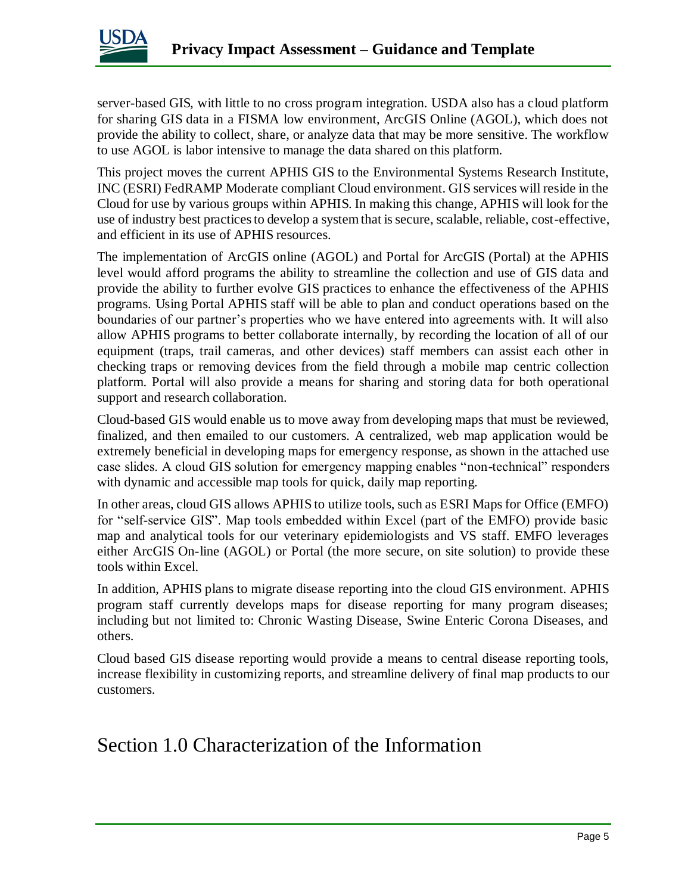server-based GIS, with little to no cross program integration. USDA also has a cloud platform for sharing GIS data in a FISMA low environment, ArcGIS Online (AGOL), which does not provide the ability to collect, share, or analyze data that may be more sensitive. The workflow to use AGOL is labor intensive to manage the data shared on this platform.

This project moves the current APHIS GIS to the Environmental Systems Research Institute, INC (ESRI) FedRAMP Moderate compliant Cloud environment. GIS services will reside in the Cloud for use by various groups within APHIS. In making this change, APHIS will look for the use of industry best practices to develop a system that is secure, scalable, reliable, cost-effective, and efficient in its use of APHIS resources.

The implementation of ArcGIS online (AGOL) and Portal for ArcGIS (Portal) at the APHIS level would afford programs the ability to streamline the collection and use of GIS data and provide the ability to further evolve GIS practices to enhance the effectiveness of the APHIS programs. Using Portal APHIS staff will be able to plan and conduct operations based on the boundaries of our partner's properties who we have entered into agreements with. It will also allow APHIS programs to better collaborate internally, by recording the location of all of our equipment (traps, trail cameras, and other devices) staff members can assist each other in checking traps or removing devices from the field through a mobile map centric collection platform. Portal will also provide a means for sharing and storing data for both operational support and research collaboration.

Cloud-based GIS would enable us to move away from developing maps that must be reviewed, finalized, and then emailed to our customers. A centralized, web map application would be extremely beneficial in developing maps for emergency response, as shown in the attached use case slides. A cloud GIS solution for emergency mapping enables "non-technical" responders with dynamic and accessible map tools for quick, daily map reporting.

In other areas, cloud GIS allows APHIS to utilize tools, such as ESRI Maps for Office (EMFO) for "self-service GIS". Map tools embedded within Excel (part of the EMFO) provide basic map and analytical tools for our veterinary epidemiologists and VS staff. EMFO leverages either ArcGIS On-line (AGOL) or Portal (the more secure, on site solution) to provide these tools within Excel.

In addition, APHIS plans to migrate disease reporting into the cloud GIS environment. APHIS program staff currently develops maps for disease reporting for many program diseases; including but not limited to: Chronic Wasting Disease, Swine Enteric Corona Diseases, and others.

Cloud based GIS disease reporting would provide a means to central disease reporting tools, increase flexibility in customizing reports, and streamline delivery of final map products to our customers.

# Section 1.0 Characterization of the Information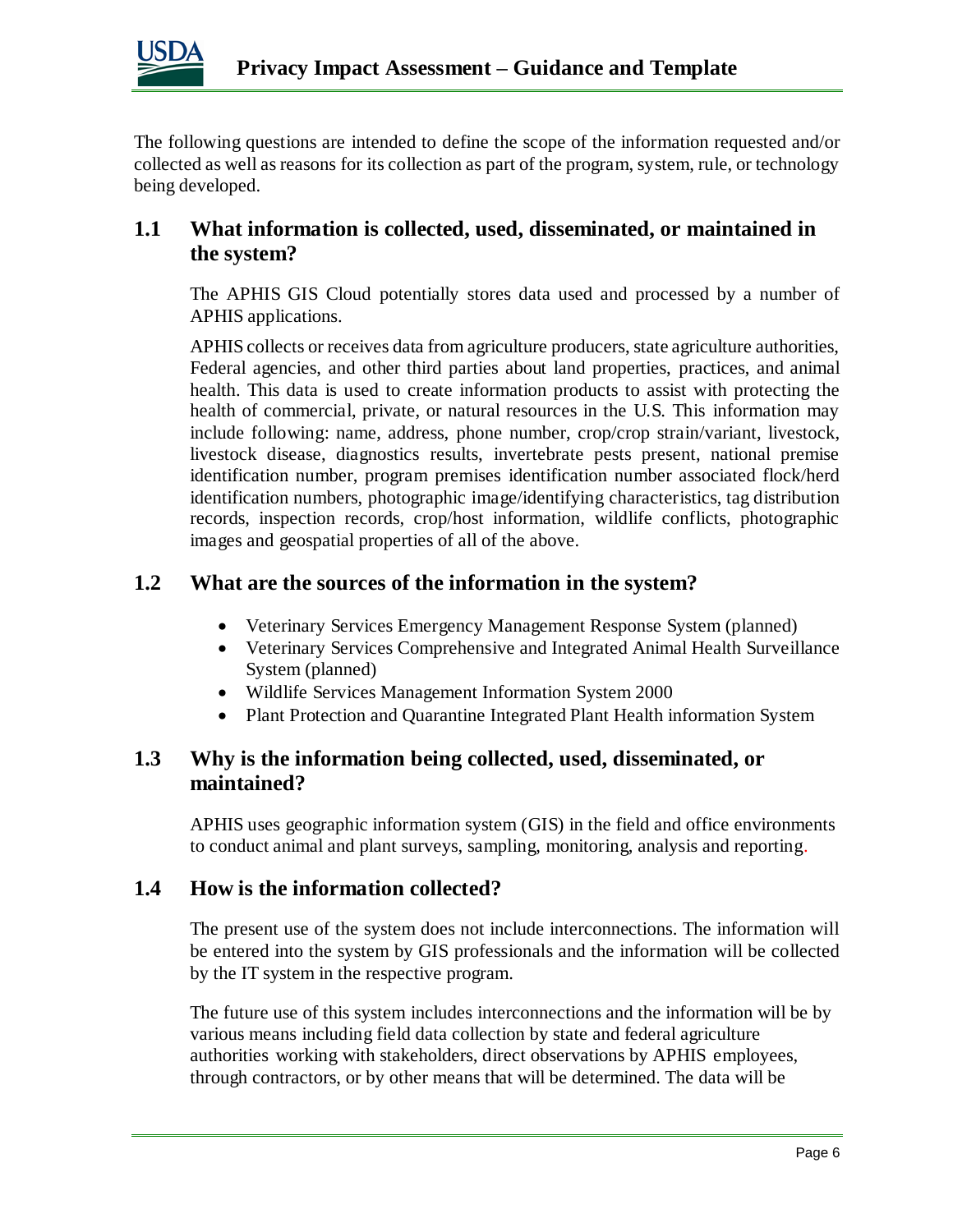The following questions are intended to define the scope of the information requested and/or collected as well as reasons for its collection as part of the program, system, rule, or technology being developed.

## 1.1 What information is collected, used, disseminated, or maintained in the system?

The APHIS GIS Cloud potentially stores data used and processed by a number of APHIS applications.

APHIS collects or receives data from agriculture producers, state agriculture authorities, Federal agencies, and other third parties about land properties, practices, and animal health. This data is used to create information products to assist with protecting the health of commercial, private, or natural resources in the U.S. This information may include following: name, address, phone number, crop/crop strain/variant, livestock, livestock disease, diagnostics results, invertebrate pests present, national premise identification number, program premises identification number associated flock/herd identification numbers, photographic image/identifying characteristics, tag distribution records, inspection records, crop/host information, wildlife conflicts, photographic images and geospatial properties of all of the above.

## 1.2 What are the sources of the information in the system?

- Veterinary Services Emergency Management Response System (planned)
- Veterinary Services Comprehensive and Integrated Animal Health Surveillance System (planned)
- Wildlife Services Management Information System 2000
- Plant Protection and Quarantine Integrated Plant Health information System

## 1.3 Why is the information being collected, used, disseminated, or maintained?

APHIS uses geographic information system (GIS) in the field and office environments to conduct animal and plant surveys, sampling, monitoring, analysis and reporting.

## 1.4 How is the information collected?

The present use of the system does not include interconnections. The information will be entered into the system by GIS professionals and the information will be collected by the IT system in the respective program.

The future use of this system includes interconnections and the information will be by various means including field data collection by state and federal agriculture authorities working with stakeholders, direct observations by APHIS employees, through contractors, or by other means that will be determined. The data will be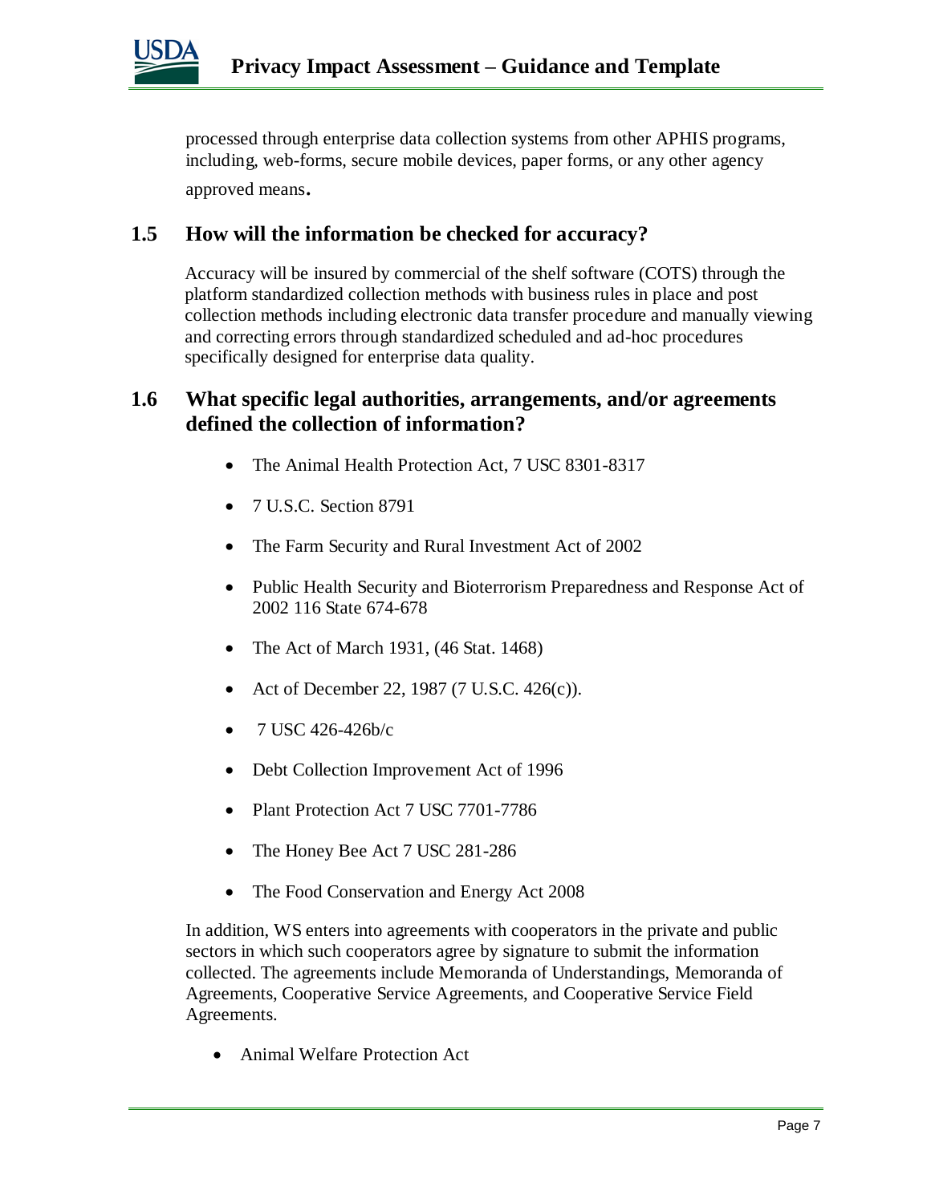processed through enterprise data collection systems from other APHIS programs, including, web-forms, secure mobile devices, paper forms, or any other agency approved means.

## 1.5 How will the information be checked for accuracy?

Accuracy will be insured by commercial of the shelf software (COTS) through the platform standardized collection methods with business rules in place and post collection methods including electronic data transfer procedure and manually viewing and correcting errors through standardized scheduled and ad-hoc procedures specifically designed for enterprise data quality.

## 1.6 What specific legal authorities, arrangements, and/or agreements defined the collection of information?

- The Animal Health Protection Act, 7 USC 8301-8317
- 7 U.S.C. Section 8791
- The Farm Security and Rural Investment Act of 2002
- Public Health Security and Bioterrorism Preparedness and Response Act of 2002 116 State 674-678
- The Act of March 1931, (46 Stat. 1468)
- Act of December 22, 1987 (7 U.S.C. 426(c)).
- 7 USC 426-426b/c
- Debt Collection Improvement Act of 1996
- Plant Protection Act 7 USC 7701-7786
- The Honey Bee Act 7 USC 281-286
- The Food Conservation and Energy Act 2008

In addition, WS enters into agreements with cooperators in the private and public sectors in which such cooperators agree by signature to submit the information collected. The agreements include Memoranda of Understandings, Memoranda of Agreements, Cooperative Service Agreements, and Cooperative Service Field Agreements.

- Animal Welfare Protection Act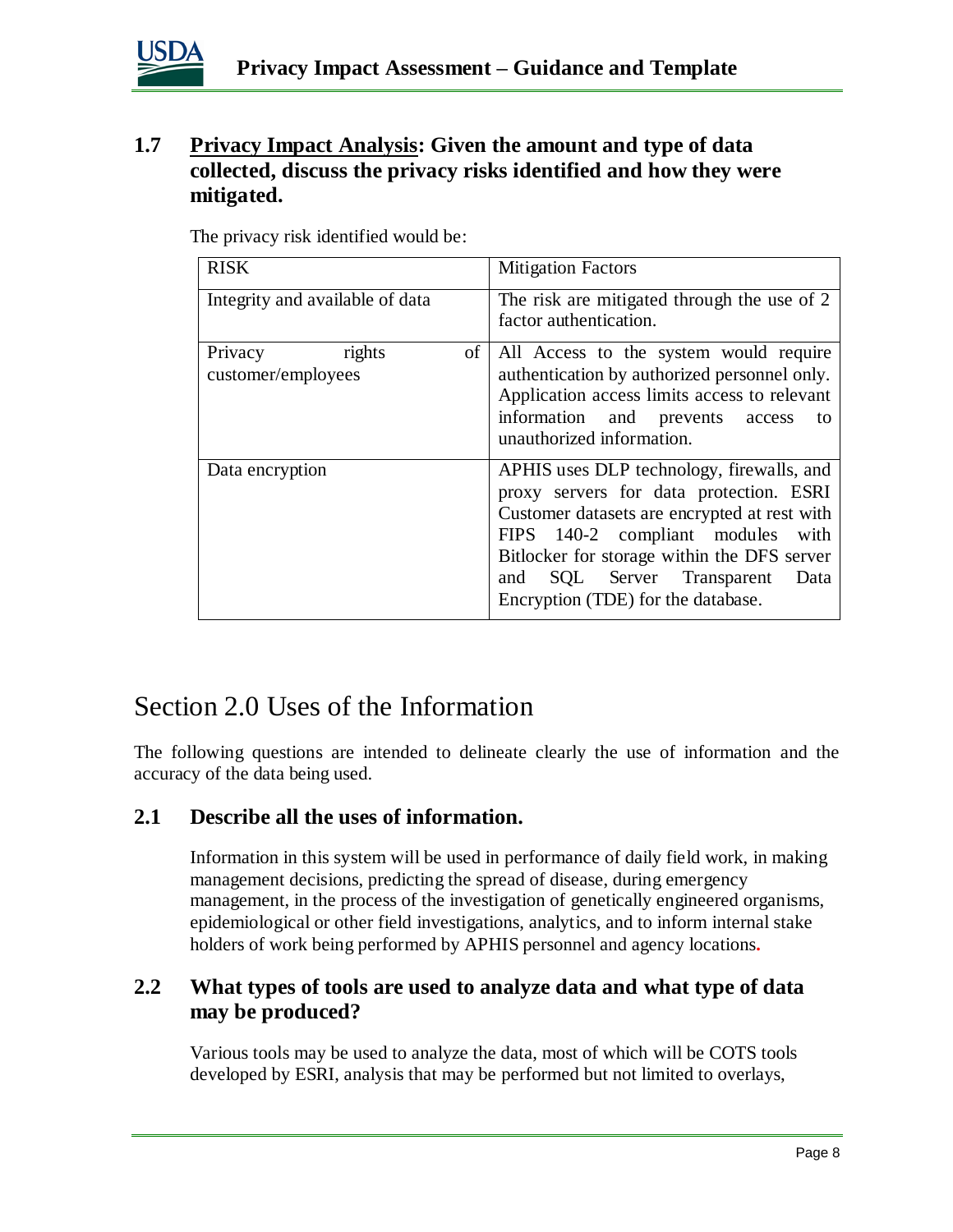### 1.7 Privacy Impact Analysis: Given the amount and type of data collected, discuss the privacy risks identified and how they were mitigated.

The privacy risk identified would be:

| RISK | Mitigation Factors |
|---|---|
| Integrity and available of data | The risk are mitigated through the use of 2 factor authentication. |
| Privacy rights of customer/employees | All Access to the system would require authentication by authorized personnel only. Application access limits access to relevant information and prevents access to unauthorized information. |
| Data encryption | APHIS uses DLP technology, firewalls, and proxy servers for data protection. ESRI Customer datasets are encrypted at rest with FIPS 140-2 compliant modules with Bitlocker for storage within the DFS server and SQL Server Transparent Data Encryption (TDE) for the database. |

# Section 2.0 Uses of the Information

The following questions are intended to delineate clearly the use of information and the accuracy of the data being used.

### 2.1 Describe all the uses of information.

Information in this system will be used in performance of daily field work, in making management decisions, predicting the spread of disease, during emergency management, in the process of the investigation of genetically engineered organisms, epidemiological or other field investigations, analytics, and to inform internal stake holders of work being performed by APHIS personnel and agency locations.

### 2.2 What types of tools are used to analyze data and what type of data may be produced?

Various tools may be used to analyze the data, most of which will be COTS tools developed by ESRI, analysis that may be performed but not limited to overlays,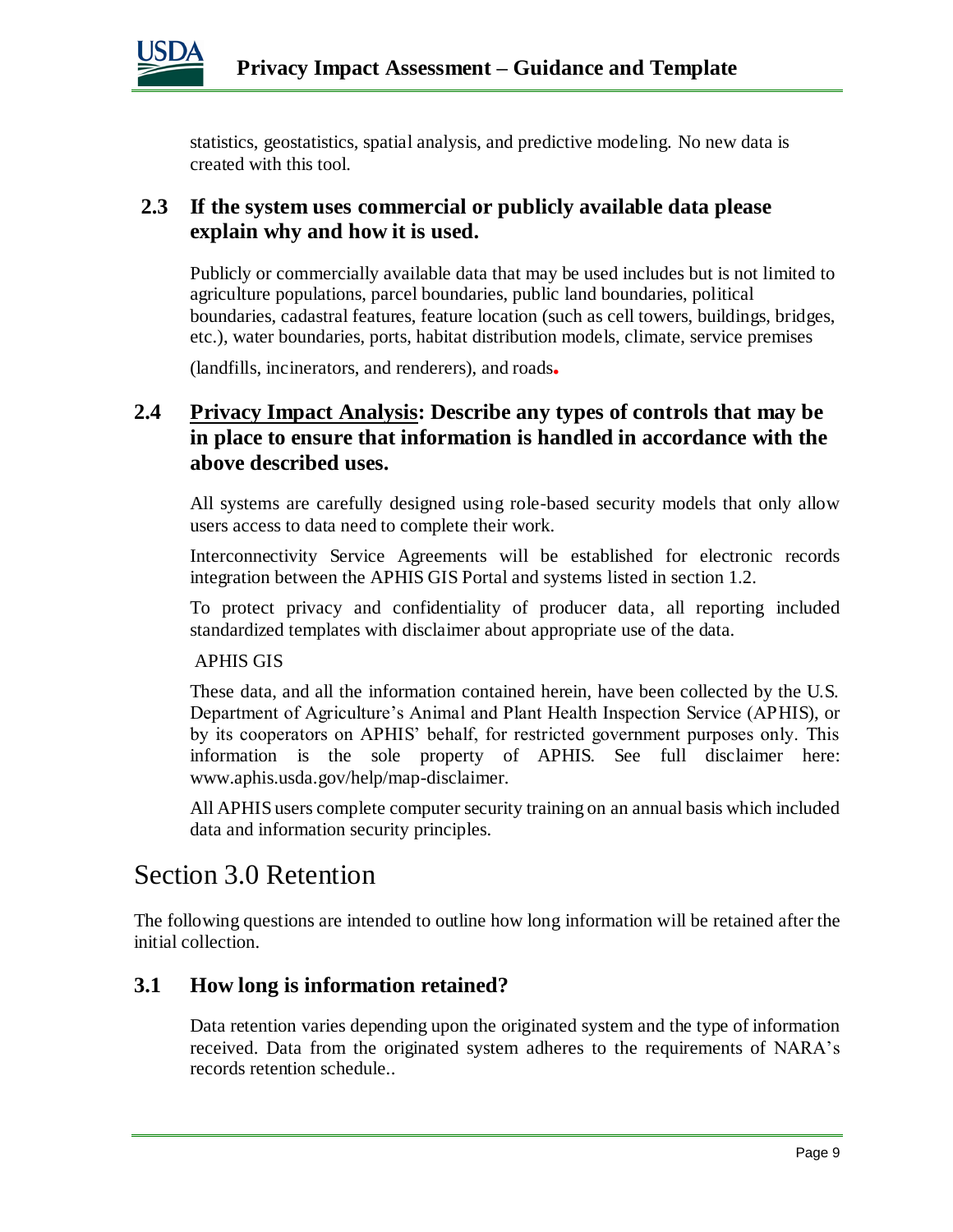statistics, geostatistics, spatial analysis, and predictive modeling. No new data is created with this tool.

### 2.3 If the system uses commercial or publicly available data please explain why and how it is used.

Publicly or commercially available data that may be used includes but is not limited to agriculture populations, parcel boundaries, public land boundaries, political boundaries, cadastral features, feature location (such as cell towers, buildings, bridges, etc.), water boundaries, ports, habitat distribution models, climate, service premises (landfills, incinerators, and renderers), and roads.

### 2.4 <u>Privacy Impact Analysis</u>: Describe any types of controls that may be in place to ensure that information is handled in accordance with the above described uses.

All systems are carefully designed using role-based security models that only allow users access to data need to complete their work.

Interconnectivity Service Agreements will be established for electronic records integration between the APHIS GIS Portal and systems listed in section 1.2.

To protect privacy and confidentiality of producer data, all reporting included standardized templates with disclaimer about appropriate use of the data.

APHIS GIS

These data, and all the information contained herein, have been collected by the U.S. Department of Agriculture's Animal and Plant Health Inspection Service (APHIS), or by its cooperators on APHIS' behalf, for restricted government purposes only. This information is the sole property of APHIS. See full disclaimer here: www.aphis.usda.gov/help/map-disclaimer.

All APHIS users complete computer security training on an annual basis which included data and information security principles.

## Section 3.0 Retention

The following questions are intended to outline how long information will be retained after the initial collection.

### 3.1 How long is information retained?

Data retention varies depending upon the originated system and the type of information received. Data from the originated system adheres to the requirements of NARA's records retention schedule..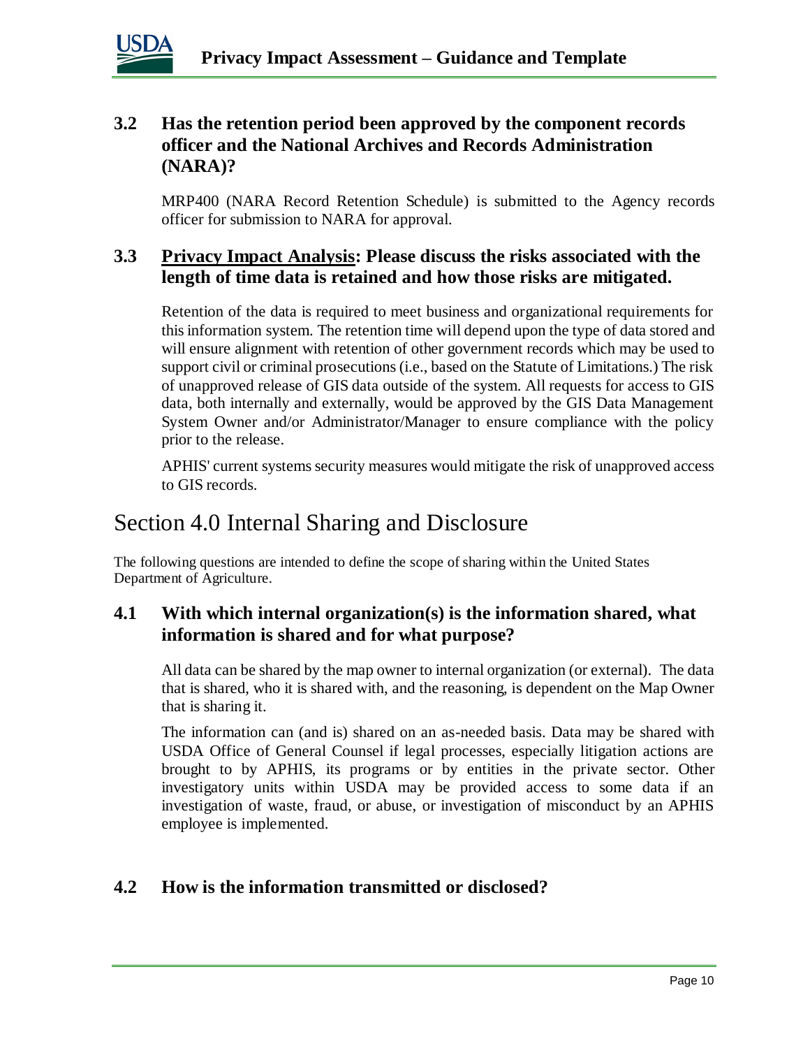### 3.2 Has the retention period been approved by the component records officer and the National Archives and Records Administration (NARA)?

MRP400 (NARA Record Retention Schedule) is submitted to the Agency records officer for submission to NARA for approval.

### 3.3 <u>Privacy Impact Analysis</u>: Please discuss the risks associated with the length of time data is retained and how those risks are mitigated.

Retention of the data is required to meet business and organizational requirements for this information system. The retention time will depend upon the type of data stored and will ensure alignment with retention of other government records which may be used to support civil or criminal prosecutions (i.e., based on the Statute of Limitations.) The risk of unapproved release of GIS data outside of the system. All requests for access to GIS data, both internally and externally, would be approved by the GIS Data Management System Owner and/or Administrator/Manager to ensure compliance with the policy prior to the release.

APHIS' current systems security measures would mitigate the risk of unapproved access to GIS records.

## Section 4.0 Internal Sharing and Disclosure

The following questions are intended to define the scope of sharing within the United States Department of Agriculture.

### 4.1 With which internal organization(s) is the information shared, what information is shared and for what purpose?

All data can be shared by the map owner to internal organization (or external). The data that is shared, who it is shared with, and the reasoning, is dependent on the Map Owner that is sharing it.

The information can (and is) shared on an as-needed basis. Data may be shared with USDA Office of General Counsel if legal processes, especially litigation actions are brought to by APHIS, its programs or by entities in the private sector. Other investigatory units within USDA may be provided access to some data if an investigation of waste, fraud, or abuse, or investigation of misconduct by an APHIS employee is implemented.

### 4.2 How is the information transmitted or disclosed?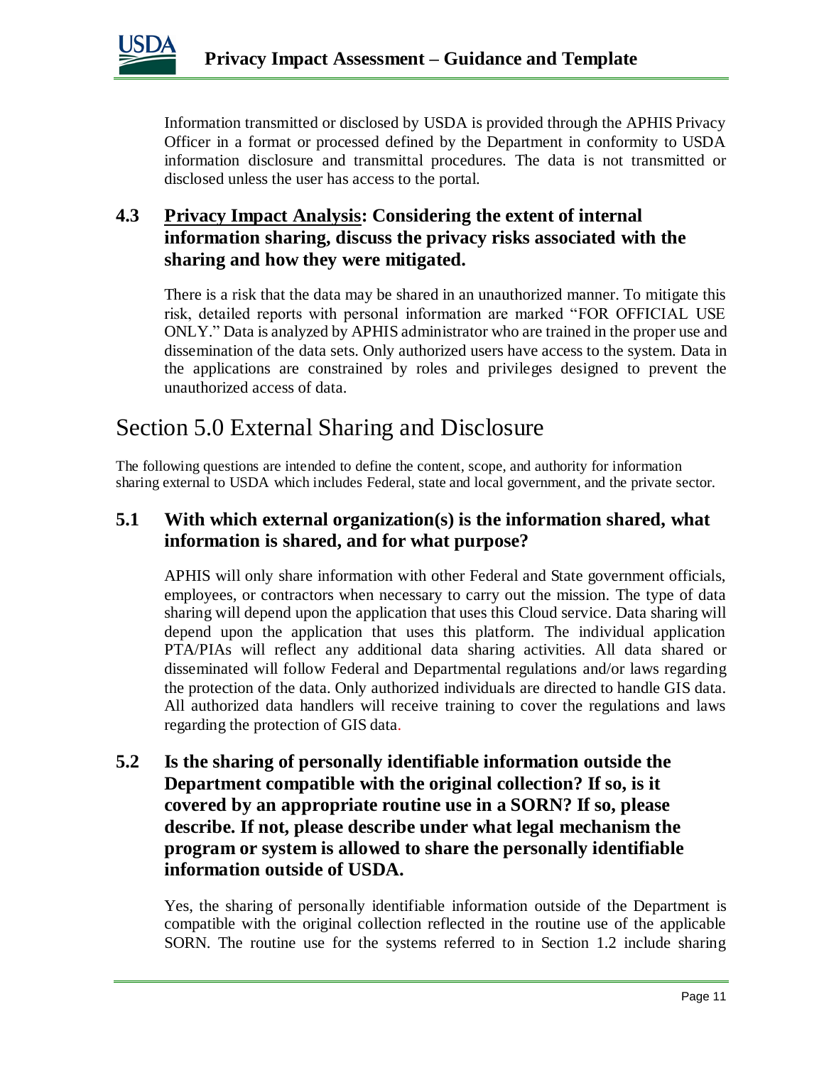Information transmitted or disclosed by USDA is provided through the APHIS Privacy Officer in a format or processed defined by the Department in conformity to USDA information disclosure and transmittal procedures. The data is not transmitted or disclosed unless the user has access to the portal.

### 4.3 Privacy Impact Analysis: Considering the extent of internal information sharing, discuss the privacy risks associated with the sharing and how they were mitigated.

There is a risk that the data may be shared in an unauthorized manner. To mitigate this risk, detailed reports with personal information are marked "FOR OFFICIAL USE ONLY." Data is analyzed by APHIS administrator who are trained in the proper use and dissemination of the data sets. Only authorized users have access to the system. Data in the applications are constrained by roles and privileges designed to prevent the unauthorized access of data.

## Section 5.0 External Sharing and Disclosure

The following questions are intended to define the content, scope, and authority for information sharing external to USDA which includes Federal, state and local government, and the private sector.

### 5.1 With which external organization(s) is the information shared, what information is shared, and for what purpose?

APHIS will only share information with other Federal and State government officials, employees, or contractors when necessary to carry out the mission. The type of data sharing will depend upon the application that uses this Cloud service. Data sharing will depend upon the application that uses this platform. The individual application PTA/PIAs will reflect any additional data sharing activities. All data shared or disseminated will follow Federal and Departmental regulations and/or laws regarding the protection of the data. Only authorized individuals are directed to handle GIS data. All authorized data handlers will receive training to cover the regulations and laws regarding the protection of GIS data.

### 5.2 Is the sharing of personally identifiable information outside the Department compatible with the original collection? If so, is it covered by an appropriate routine use in a SORN? If so, please describe. If not, please describe under what legal mechanism the program or system is allowed to share the personally identifiable information outside of USDA.

Yes, the sharing of personally identifiable information outside of the Department is compatible with the original collection reflected in the routine use of the applicable SORN. The routine use for the systems referred to in Section 1.2 include sharing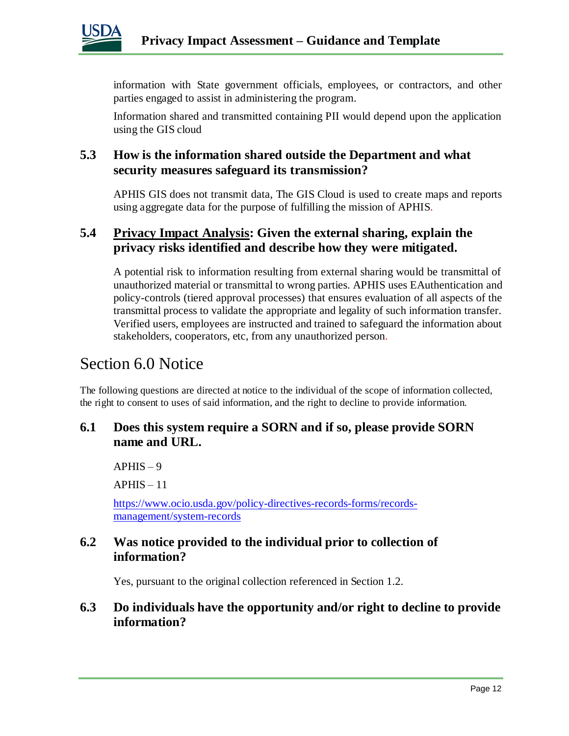information with State government officials, employees, or contractors, and other parties engaged to assist in administering the program.

Information shared and transmitted containing PII would depend upon the application using the GIS cloud

### 5.3 How is the information shared outside the Department and what security measures safeguard its transmission?

APHIS GIS does not transmit data, The GIS Cloud is used to create maps and reports using aggregate data for the purpose of fulfilling the mission of APHIS.

### 5.4 Privacy Impact Analysis: Given the external sharing, explain the privacy risks identified and describe how they were mitigated.

A potential risk to information resulting from external sharing would be transmittal of unauthorized material or transmittal to wrong parties. APHIS uses EAuthentication and policy-controls (tiered approval processes) that ensures evaluation of all aspects of the transmittal process to validate the appropriate and legality of such information transfer. Verified users, employees are instructed and trained to safeguard the information about stakeholders, cooperators, etc, from any unauthorized person.

## Section 6.0 Notice

The following questions are directed at notice to the individual of the scope of information collected, the right to consent to uses of said information, and the right to decline to provide information.

### 6.1 Does this system require a SORN and if so, please provide SORN name and URL.

APHIS – 9

APHIS – 11

https://www.ocio.usda.gov/policy-directives-records-forms/records-management/system-records

### 6.2 Was notice provided to the individual prior to collection of information?

Yes, pursuant to the original collection referenced in Section 1.2.

### 6.3 Do individuals have the opportunity and/or right to decline to provide information?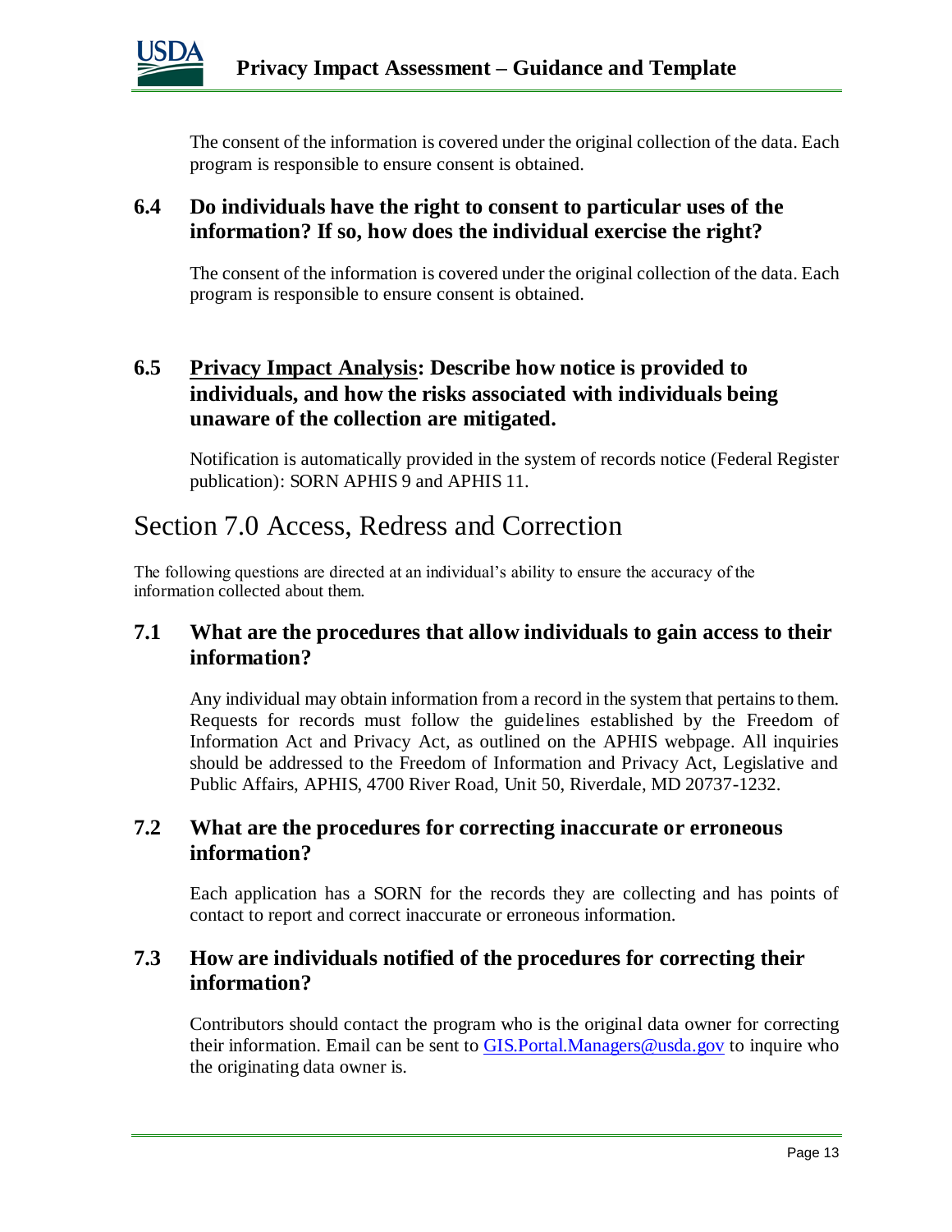The consent of the information is covered under the original collection of the data. Each program is responsible to ensure consent is obtained.

### 6.4 Do individuals have the right to consent to particular uses of the information? If so, how does the individual exercise the right?

The consent of the information is covered under the original collection of the data. Each program is responsible to ensure consent is obtained.

### 6.5 Privacy Impact Analysis: Describe how notice is provided to individuals, and how the risks associated with individuals being unaware of the collection are mitigated.

Notification is automatically provided in the system of records notice (Federal Register publication): SORN APHIS 9 and APHIS 11.

## Section 7.0 Access, Redress and Correction

The following questions are directed at an individual's ability to ensure the accuracy of the information collected about them.

### 7.1 What are the procedures that allow individuals to gain access to their information?

Any individual may obtain information from a record in the system that pertains to them. Requests for records must follow the guidelines established by the Freedom of Information Act and Privacy Act, as outlined on the APHIS webpage. All inquiries should be addressed to the Freedom of Information and Privacy Act, Legislative and Public Affairs, APHIS, 4700 River Road, Unit 50, Riverdale, MD 20737-1232.

### 7.2 What are the procedures for correcting inaccurate or erroneous information?

Each application has a SORN for the records they are collecting and has points of contact to report and correct inaccurate or erroneous information.

### 7.3 How are individuals notified of the procedures for correcting their information?

Contributors should contact the program who is the original data owner for correcting their information. Email can be sent to GIS.Portal.Managers@usda.gov to inquire who the originating data owner is.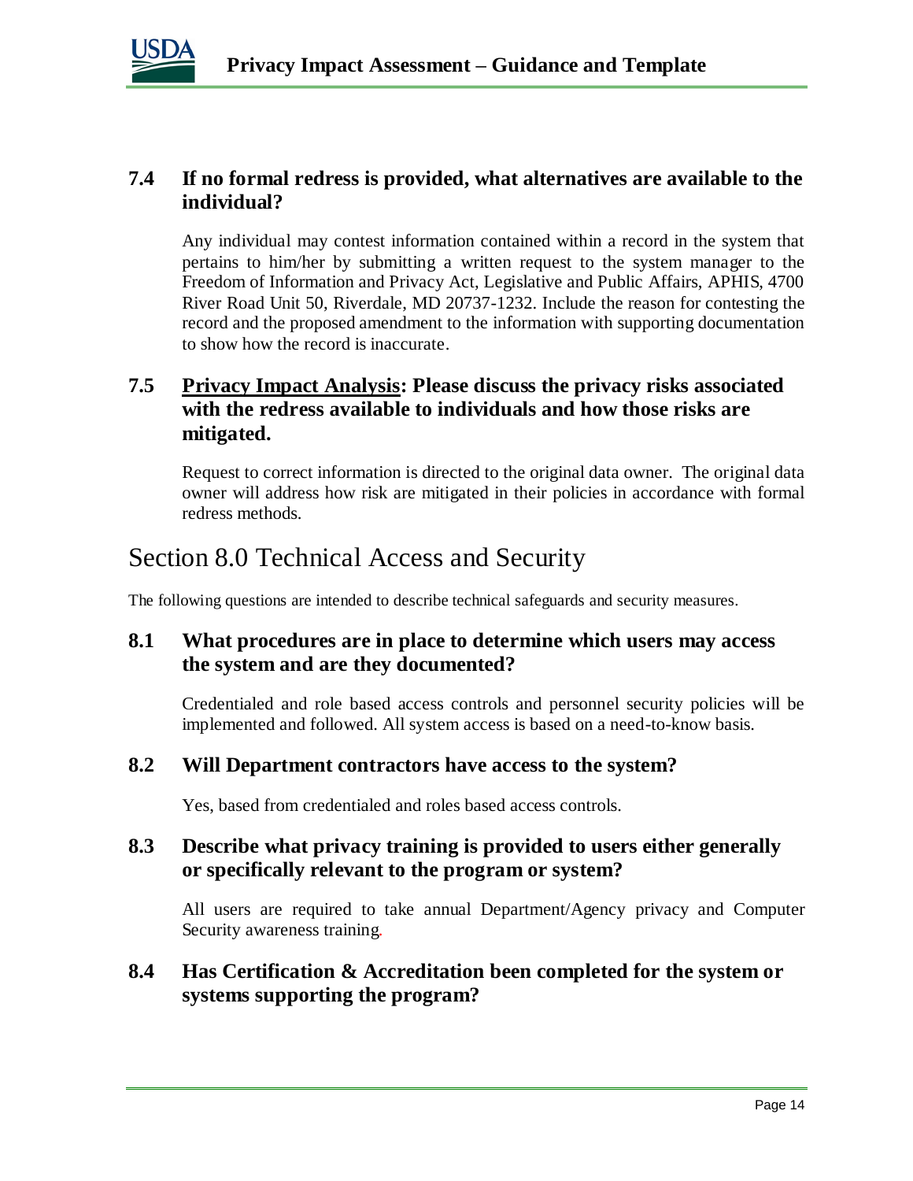### 7.4 If no formal redress is provided, what alternatives are available to the individual?

Any individual may contest information contained within a record in the system that pertains to him/her by submitting a written request to the system manager to the Freedom of Information and Privacy Act, Legislative and Public Affairs, APHIS, 4700 River Road Unit 50, Riverdale, MD 20737-1232. Include the reason for contesting the record and the proposed amendment to the information with supporting documentation to show how the record is inaccurate.

### 7.5 Privacy Impact Analysis: Please discuss the privacy risks associated with the redress available to individuals and how those risks are mitigated.

Request to correct information is directed to the original data owner. The original data owner will address how risk are mitigated in their policies in accordance with formal redress methods.

## Section 8.0 Technical Access and Security

The following questions are intended to describe technical safeguards and security measures.

### 8.1 What procedures are in place to determine which users may access the system and are they documented?

Credentialed and role based access controls and personnel security policies will be implemented and followed. All system access is based on a need-to-know basis.

### 8.2 Will Department contractors have access to the system?

Yes, based from credentialed and roles based access controls.

### 8.3 Describe what privacy training is provided to users either generally or specifically relevant to the program or system?

All users are required to take annual Department/Agency privacy and Computer Security awareness training.

### 8.4 Has Certification & Accreditation been completed for the system or systems supporting the program?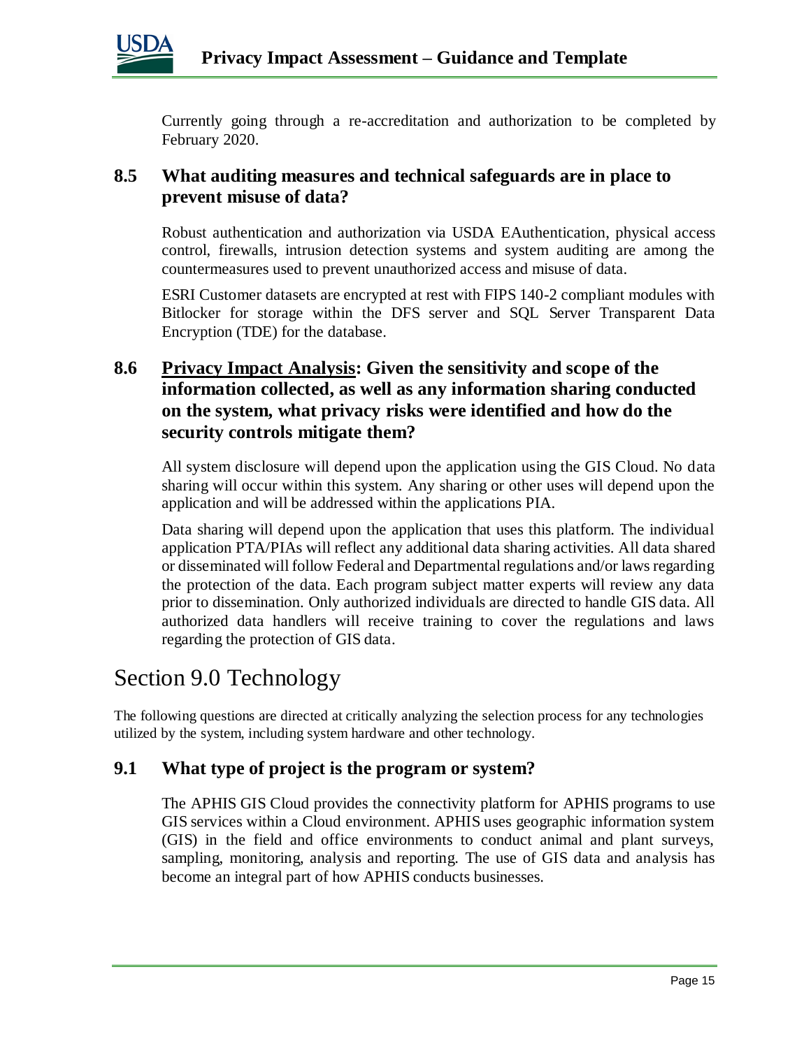Currently going through a re-accreditation and authorization to be completed by February 2020.

### 8.5 What auditing measures and technical safeguards are in place to prevent misuse of data?

Robust authentication and authorization via USDA EAuthentication, physical access control, firewalls, intrusion detection systems and system auditing are among the countermeasures used to prevent unauthorized access and misuse of data.

ESRI Customer datasets are encrypted at rest with FIPS 140-2 compliant modules with Bitlocker for storage within the DFS server and SQL Server Transparent Data Encryption (TDE) for the database.

### 8.6 Privacy Impact Analysis: Given the sensitivity and scope of the information collected, as well as any information sharing conducted on the system, what privacy risks were identified and how do the security controls mitigate them?

All system disclosure will depend upon the application using the GIS Cloud. No data sharing will occur within this system. Any sharing or other uses will depend upon the application and will be addressed within the applications PIA.

Data sharing will depend upon the application that uses this platform. The individual application PTA/PIAs will reflect any additional data sharing activities. All data shared or disseminated will follow Federal and Departmental regulations and/or laws regarding the protection of the data. Each program subject matter experts will review any data prior to dissemination. Only authorized individuals are directed to handle GIS data. All authorized data handlers will receive training to cover the regulations and laws regarding the protection of GIS data.

## Section 9.0 Technology

The following questions are directed at critically analyzing the selection process for any technologies utilized by the system, including system hardware and other technology.

### 9.1 What type of project is the program or system?

The APHIS GIS Cloud provides the connectivity platform for APHIS programs to use GIS services within a Cloud environment. APHIS uses geographic information system (GIS) in the field and office environments to conduct animal and plant surveys, sampling, monitoring, analysis and reporting. The use of GIS data and analysis has become an integral part of how APHIS conducts businesses.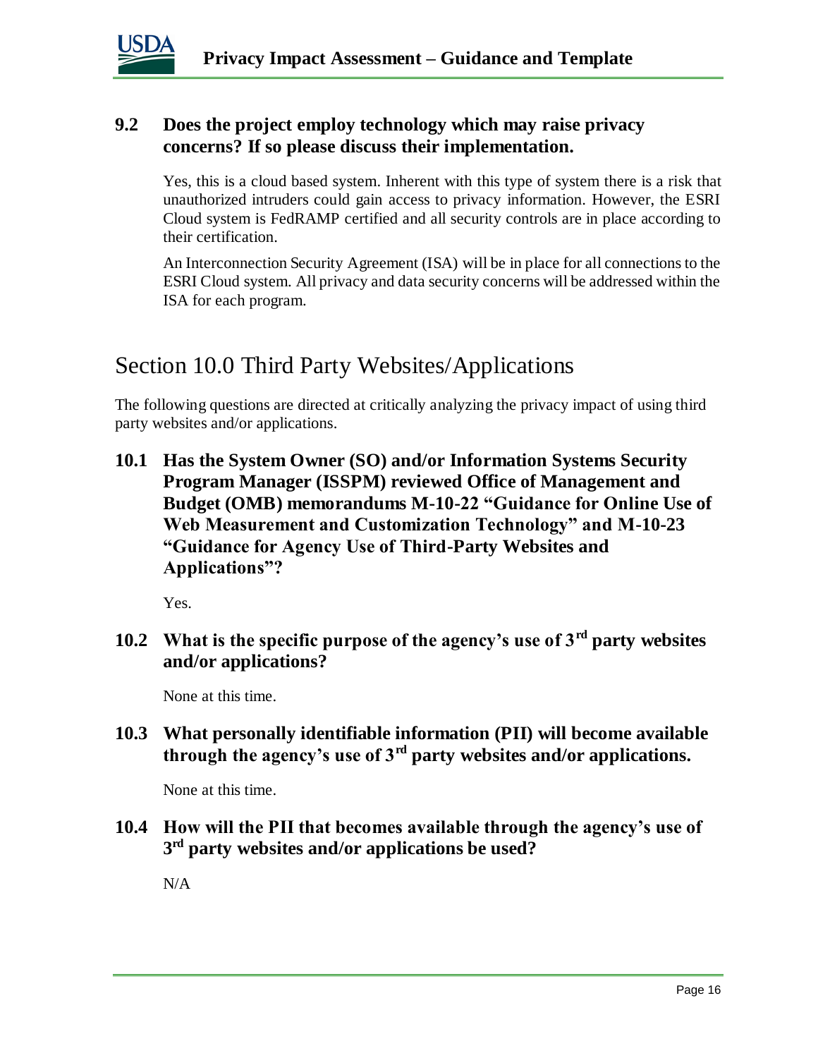### 9.2 Does the project employ technology which may raise privacy concerns? If so please discuss their implementation.

Yes, this is a cloud based system. Inherent with this type of system there is a risk that unauthorized intruders could gain access to privacy information. However, the ESRI Cloud system is FedRAMP certified and all security controls are in place according to their certification.

An Interconnection Security Agreement (ISA) will be in place for all connections to the ESRI Cloud system. All privacy and data security concerns will be addressed within the ISA for each program.

## Section 10.0 Third Party Websites/Applications

The following questions are directed at critically analyzing the privacy impact of using third party websites and/or applications.

### 10.1 Has the System Owner (SO) and/or Information Systems Security Program Manager (ISSPM) reviewed Office of Management and Budget (OMB) memorandums M-10-22 "Guidance for Online Use of Web Measurement and Customization Technology" and M-10-23 "Guidance for Agency Use of Third-Party Websites and Applications"?

Yes.

### 10.2 What is the specific purpose of the agency's use of 3rd party websites and/or applications?

None at this time.

### 10.3 What personally identifiable information (PII) will become available through the agency's use of 3rd party websites and/or applications.

None at this time.

### 10.4 How will the PII that becomes available through the agency's use of 3rd party websites and/or applications be used?

N/A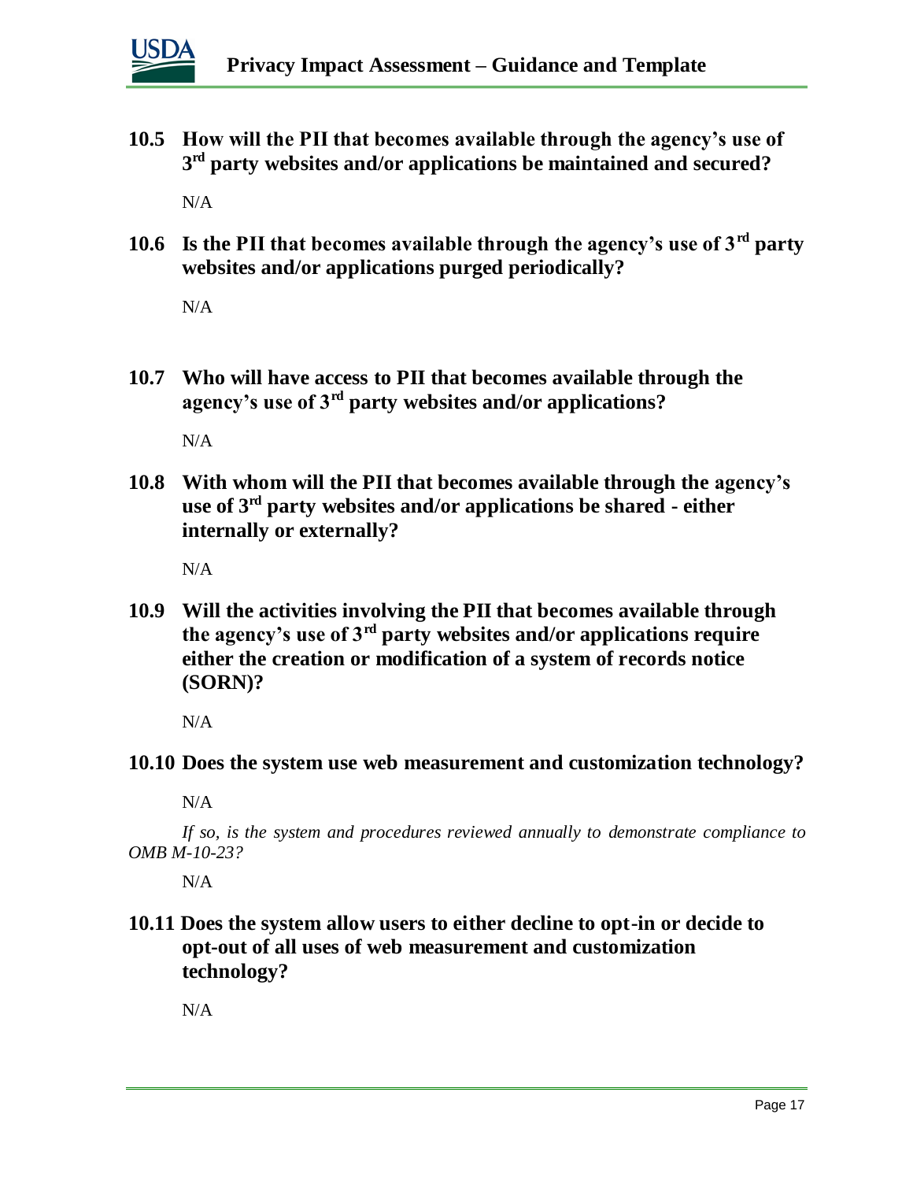**10.5 How will the PII that becomes available through the agency's use of 3rd party websites and/or applications be maintained and secured?**

N/A

**10.6 Is the PII that becomes available through the agency's use of 3rd party websites and/or applications purged periodically?**

N/A

**10.7 Who will have access to PII that becomes available through the agency's use of 3rd party websites and/or applications?**

N/A

**10.8 With whom will the PII that becomes available through the agency's use of 3rd party websites and/or applications be shared - either internally or externally?**

N/A

**10.9 Will the activities involving the PII that becomes available through the agency's use of 3rd party websites and/or applications require either the creation or modification of a system of records notice (SORN)?**

N/A

**10.10 Does the system use web measurement and customization technology?**

N/A

*If so, is the system and procedures reviewed annually to demonstrate compliance to OMB M-10-23?*

N/A

**10.11 Does the system allow users to either decline to opt-in or decide to opt-out of all uses of web measurement and customization technology?**

N/A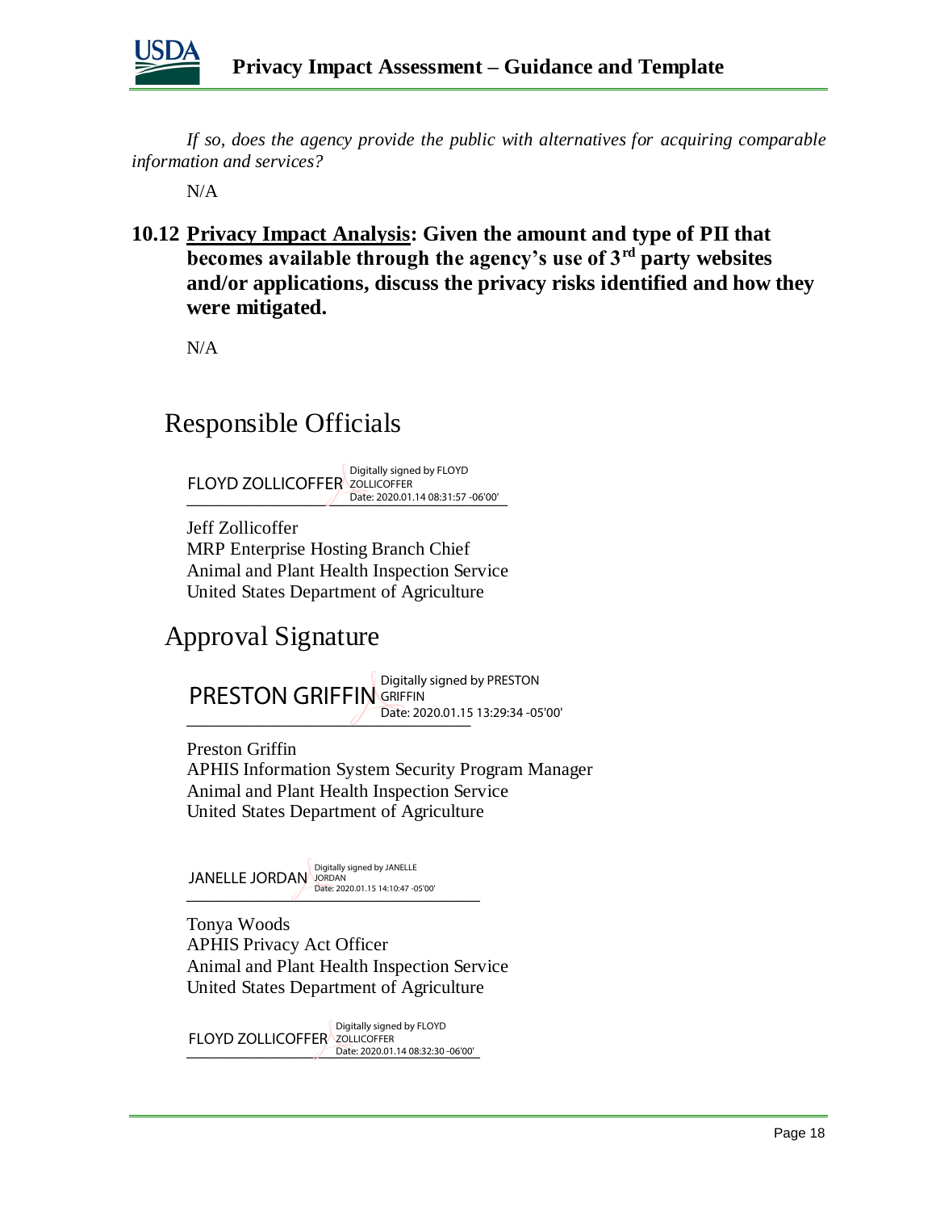*If so, does the agency provide the public with alternatives for acquiring comparable information and services?*

N/A

**10.12 Privacy Impact Analysis: Given the amount and type of PII that becomes available through the agency's use of 3rd party websites and/or applications, discuss the privacy risks identified and how they were mitigated.**

N/A

# Responsible Officials

FLOYD ZOLLICOFFER Digitally signed by FLOYD ZOLLICOFFER Date: 2020.01.14 08:31:57 -06'00'

Jeff Zollicoffer
MRP Enterprise Hosting Branch Chief
Animal and Plant Health Inspection Service
United States Department of Agriculture

# Approval Signature

PRESTON GRIFFIN Digitally signed by PRESTON GRIFFIN Date: 2020.01.15 13:29:34 -05'00'

Preston Griffin
APHIS Information System Security Program Manager
Animal and Plant Health Inspection Service
United States Department of Agriculture

JANELLE JORDAN Digitally signed by JANELLE JORDAN Date: 2020.01.15 14:10:47 -05'00'

Tonya Woods
APHIS Privacy Act Officer
Animal and Plant Health Inspection Service
United States Department of Agriculture

FLOYD ZOLLICOFFER Digitally signed by FLOYD ZOLLICOFFER Date: 2020.01.14 08:32:30 -06'00'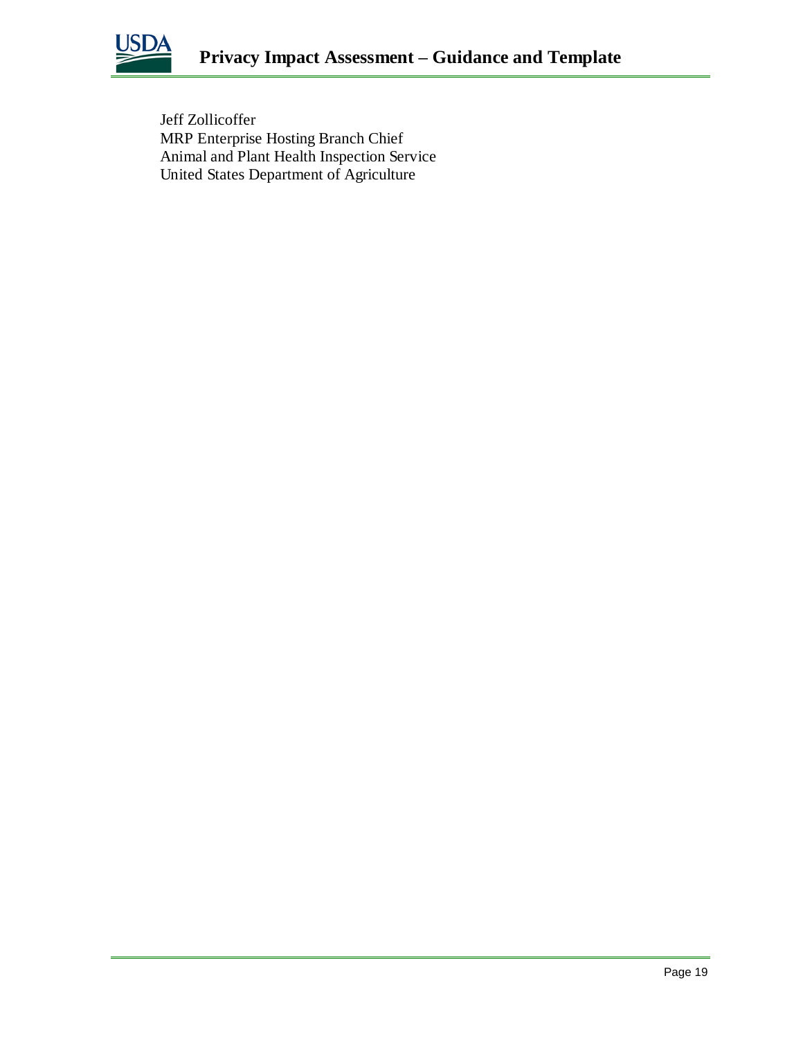Jeff Zollicoffer  
MRP Enterprise Hosting Branch Chief  
Animal and Plant Health Inspection Service  
United States Department of Agriculture